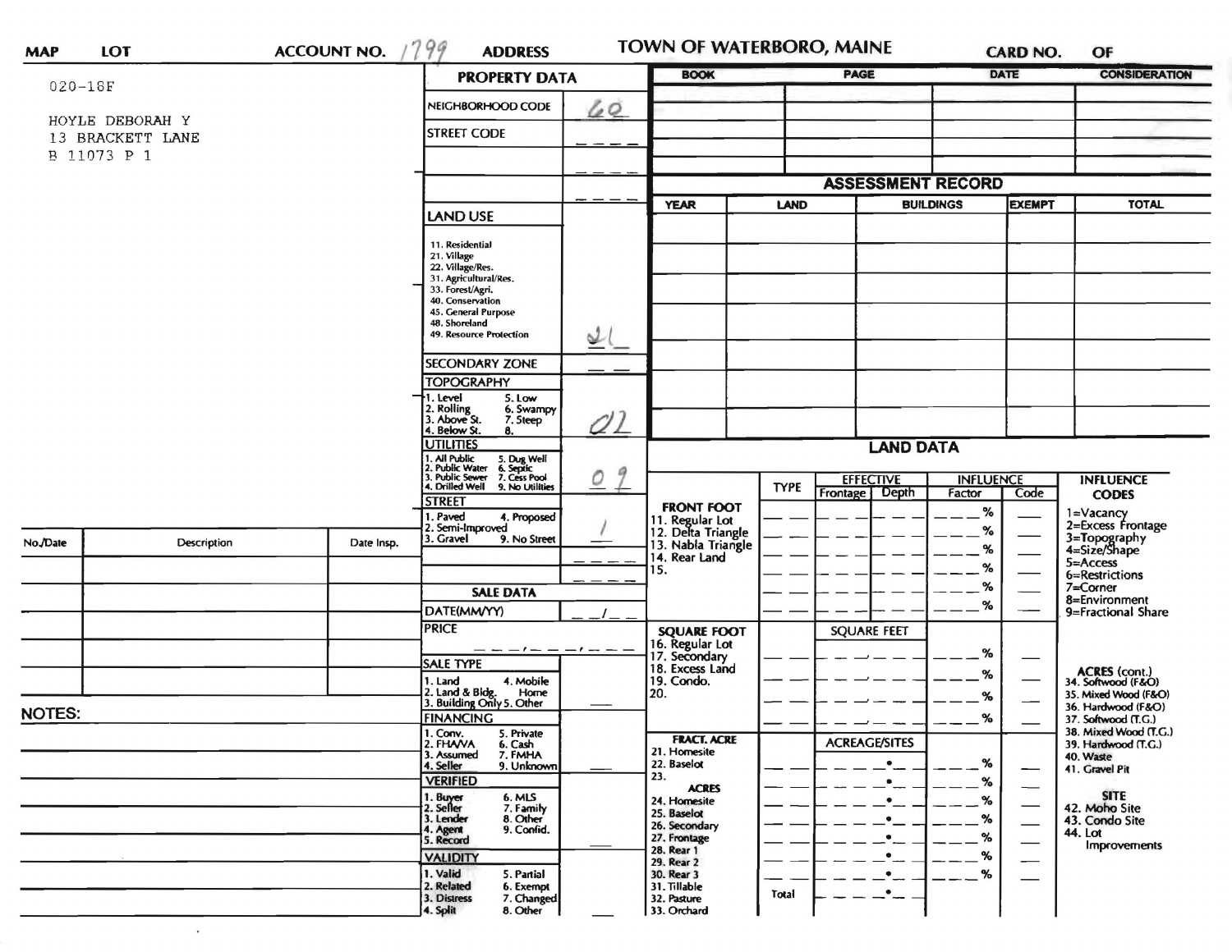**MAP** **LOT** **ACCOUNT NO.** 1799 **ADDRESS** **TOWN OF WATERBORO, MAINE** **CARD NO.** **OF**

020-18F

HOYLE DEBORAH Y
13 BRACKETT LANE
B 11073 P 1

## PROPERTY DATA

| | |
|---|---|
| NEIGHBORHOOD CODE | 60 |
| STREET CODE | |

**LAND USE**

11. Residential
21. Village
22. Village/Res.
31. Agricultural/Res.
33. Forest/Agri.
40. Conservation
45. General Purpose
48. Shoreland
49. Resource Protection

Land Use: 21

**SECONDARY ZONE**

**TOPOGRAPHY**

1. Level
2. Rolling
3. Above St.
4. Below St.
5. Low
6. Swampy
7. Steep
8.

Topography: 02

**UTILITIES**

1. All Public
2. Public Water
3. Public Sewer
4. Drilled Well
5. Dug Well
6. Septic
7. Cess Pool
9. No Utilities

Utilities: 09

**STREET**

1. Paved
2. Semi-Improved
3. Gravel
4. Proposed
9. No Street

Street: 1

**SALE DATA**

DATE(MM/YY)

PRICE

**SALE TYPE**

1. Land
2. Land & Bldg.
3. Building Only
4. Mobile Home
5. Other

**FINANCING**

1. Conv.
2. FHA/VA
3. Assumed
4. Seller
5. Private
6. Cash
7. FMHA
9. Unknown

**VERIFIED**

1. Buyer
2. Seller
3. Lender
4. Agent
5. Record
6. MLS
7. Family
8. Other
9. Confid.

**VALIDITY**

1. Valid
2. Related
3. Distress
4. Split
5. Partial
6. Exempt
7. Changed
8. Other

| BOOK | PAGE | DATE | CONSIDERATION |
|---|---|---|---|
| | | | |
| | | | |
| | | | |
| | | | |

## ASSESSMENT RECORD

| YEAR | LAND | BUILDINGS | EXEMPT | TOTAL |
|---|---|---|---|---|
| | | | | |
| | | | | |
| | | | | |
| | | | | |
| | | | | |
| | | | | |
| | | | | |

## LAND DATA

| | TYPE | EFFECTIVE Frontage | EFFECTIVE Depth | INFLUENCE Factor | INFLUENCE Code |
|---|---|---|---|---|---|
| **FRONT FOOT** 11. Regular Lot 12. Delta Triangle 13. Nabla Triangle 14. Rear Land 15. | | | | % | |
| **SQUARE FOOT** 16. Regular Lot 17. Secondary 18. Excess Land 19. Condo. 20. | | SQUARE FEET | | % | |
| **FRACT. ACRE** 21. Homesite 22. Baselot 23. **ACRES** 24. Homesite 25. Baselot 26. Secondary 27. Frontage 28. Rear 1 29. Rear 2 30. Rear 3 31. Tillable 32. Pasture 33. Orchard | Total | ACREAGE/SITES | | % | |

**INFLUENCE CODES**

1=Vacancy
2=Excess Frontage
3=Topography
4=Size/Shape
5=Access
6=Restrictions
7=Corner
8=Environment
9=Fractional Share

**ACRES (cont.)**
34. Softwood (F&O)
35. Mixed Wood (F&O)
36. Hardwood (F&O)
37. Softwood (T.G.)
38. Mixed Wood (T.G.)
39. Hardwood (T.G.)
40. Waste
41. Gravel Pit

**SITE**
42. Moho Site
43. Condo Site
44. Lot Improvements

| No./Date | Description | Date Insp. |
|---|---|---|
| | | |
| | | |
| | | |
| | | |
| | | |

**NOTES:**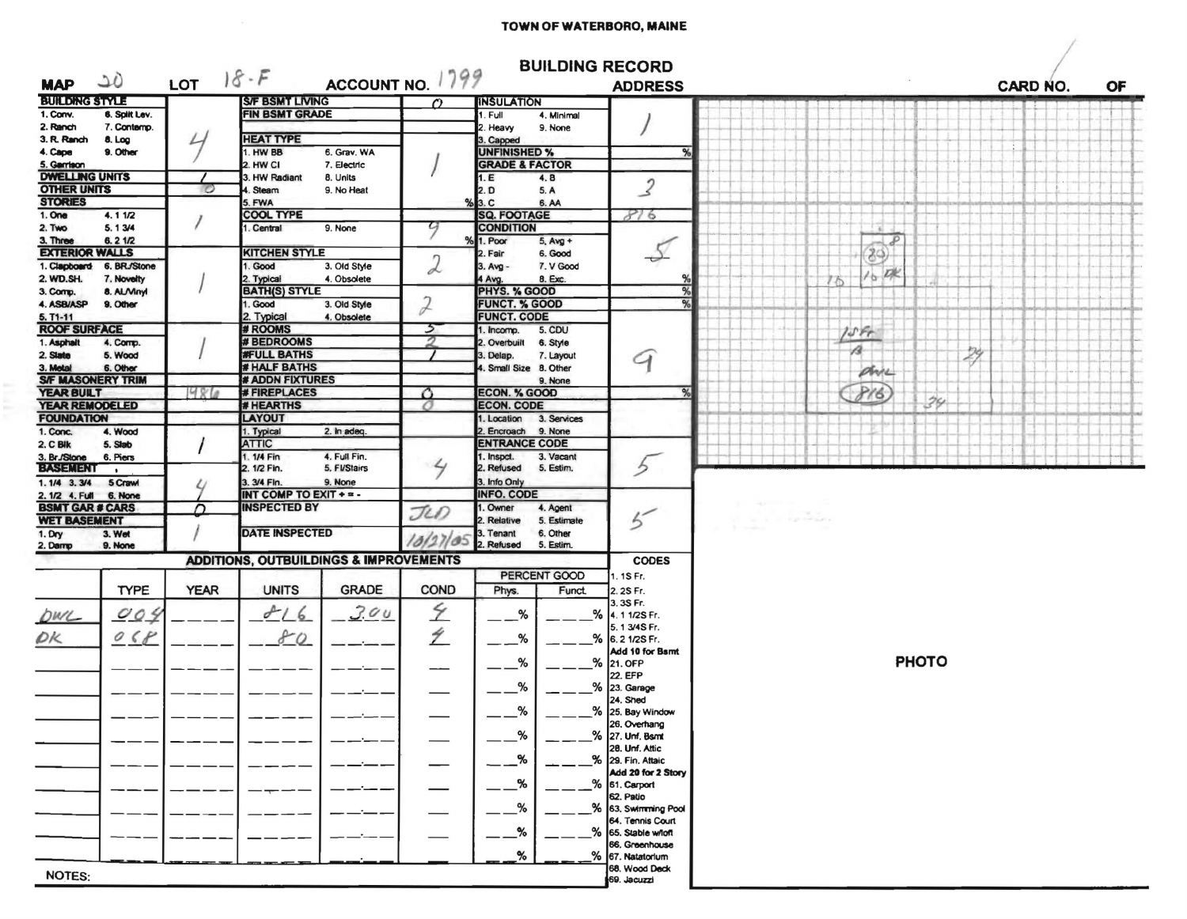**TOWN OF WATERBORO, MAINE**

## BUILDING RECORD

MAP 20 LOT 18-F ACCOUNT NO. 1799 ADDRESS CARD NO. 1 OF

| | | | | | |
|---|---|---|---|---|---|
| **BUILDING STYLE** 1. Conv. 6. Split Lev. 2. Ranch 7. Contemp. 3. R. Ranch 8. Log 4. Cape 9. Other 5. Garrison | 4 | **S/F BSMT LIVING** | 0 | **INSULATION** 1. Full 4. Minimal 2. Heavy 9. None 3. Capped | 1 |
| **DWELLING UNITS** | 1 | **FIN BSMT GRADE** | | **UNFINISHED %** | % |
| **OTHER UNITS** | 0 | **HEAT TYPE** 1. HW BB 6. Grav. WA 2. HW CI 7. Electric 3. HW Radiant 8. Units 4. Steam 9. No Heat 5. FWA | 1 % | **GRADE & FACTOR** 1. E 4. B 2. D 5. A 3. C 6. AA | 3 |
| **STORIES** 1. One 4. 1 1/2 2. Two 5. 1 3/4 3. Three 6. 2 1/2 | 1 | **COOL TYPE** 1. Central 9. None | 9 % | **SQ. FOOTAGE** | 816 |
| **EXTERIOR WALLS** 1. Clapboard 6. BR./Stone 2. WD.SH. 7. Novelty 3. Comp. 8. AL/Vinyl 4. ASB/ASP 9. Other 5. T1-11 | 1 | **KITCHEN STYLE** 1. Good 3. Old Style 2. Typical 4. Obsolete | 2 | **CONDITION** 1. Poor 5. Avg + 2. Fair 6. Good 3. Avg - 7. V Good 4 Avg. 8. Exc. | 5 |
| | | **BATH(S) STYLE** 1. Good 3. Old Style 2. Typical 4. Obsolete | 2 | **PHYS. % GOOD** | % |
| **ROOF SURFACE** 1. Asphalt 4. Comp. 2. Slate 5. Wood 3. Metal 6. Other | 1 | **# ROOMS** | 5 | **FUNCT. % GOOD** | % |
| | | **# BEDROOMS** | 2 | **FUNCT. CODE** 1. Incomp. 5. CDU 2. Overbuilt 6. Style 3. Delap. 7. Layout 4. Small Size 8. Other 9. None | 9 |
| | | **#FULL BATHS** | 1 | | |
| | | **# HALF BATHS** | | | |
| **S/F MASONERY TRIM** | | **# ADDN FIXTURES** | | | |
| **YEAR BUILT** | 1986 | **# FIREPLACES** | 0 | **ECON. % GOOD** | % |
| **YEAR REMODELED** | | **# HEARTHS** | 0 | **ECON. CODE** 1. Location 3. Services 2. Encroach 9. None | |
| **FOUNDATION** 1. Conc. 4. Wood 2. C Blk 5. Slab 3. Br./Stone 6. Piers | 1 | **LAYOUT** 1. Typical 2. In adeq. | | | |
| **BASEMENT** 1. 1/4 3. 3/4 5 Crawl 2. 1/2 4. Full 6. None | 4 | **ATTIC** 1. 1/4 Fin 4. Full Fin. 2. 1/2 Fin. 5. Fl/Stairs 3. 3/4 Fin. 9. None | 4 | **ENTRANCE CODE** 1. Inspct. 3. Vacant 2. Refused 5. Estim. 3. Info Only | 5 |
| **BSMT GAR # CARS** | 0 | **INT COMP TO EXIT + = -** | | **INFO. CODE** 1. Owner 4. Agent 2. Relative 5. Estimate 3. Tenant 6. Other 2. Refused 5. Estim. | 5 |
| **WET BASEMENT** 1. Dry 3. Wet 2. Damp 9. None | 1 | **INSPECTED BY** | JLD | | |
| | | **DATE INSPECTED** | 10/27/05 | | |

Sketch: 8, 80, 10 DK, 10, 1S Fr, A, DWL, 816, 24, 34

### ADDITIONS, OUTBUILDINGS & IMPROVEMENTS

| | TYPE | YEAR | UNITS | GRADE | COND | PERCENT GOOD Phys. | Funct. |
|---|---|---|---|---|---|---|---|
| DWL | 004 | | 816 | 3.00 | 4 | % | % |
| DK | 068 | | 80 | | 4 | % | % |
| | | | | | | % | % |
| | | | | | | % | % |
| | | | | | | % | % |
| | | | | | | % | % |
| | | | | | | % | % |
| | | | | | | % | % |
| | | | | | | % | % |
| | | | | | | % | % |
| | | | | | | % | % |

**CODES**
1. 1S Fr.
2. 2S Fr.
3. 3S Fr.
4. 1 1/2S Fr.
5. 1 3/4S Fr.
6. 2 1/2S Fr.

Add 10 for Bsmt

21. OFP
22. EFP
23. Garage
24. Shed
25. Bay Window
26. Overhang
27. Unf. Bsmt
28. Unf. Attic
29. Fin. Attaic

Add 20 for 2 Story

61. Carport
62. Patio
63. Swimming Pool
64. Tennis Court
65. Stable w/loft
66. Greenhouse
67. Natatorium
68. Wood Deck
69. Jacuzzi

NOTES:

PHOTO